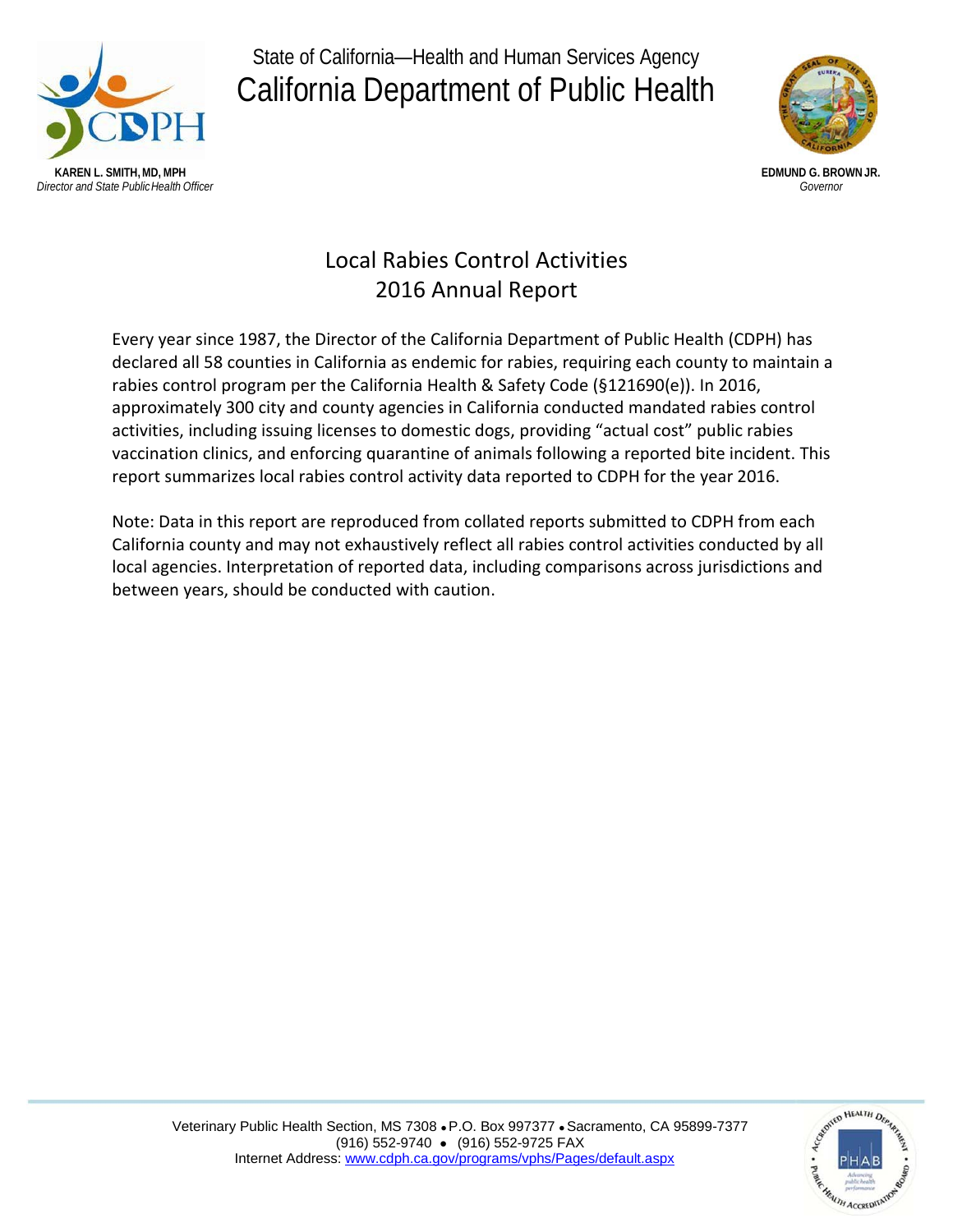State of California—Health and Human Services Agency

# California Department of Public Health

**KAREN L. SMITH, MD, MPH**
*Director and State Public Health Officer*

**EDMUND G. BROWN JR.**
*Governor*

## Local Rabies Control Activities 2016 Annual Report

Every year since 1987, the Director of the California Department of Public Health (CDPH) has declared all 58 counties in California as endemic for rabies, requiring each county to maintain a rabies control program per the California Health & Safety Code (§121690(e)). In 2016, approximately 300 city and county agencies in California conducted mandated rabies control activities, including issuing licenses to domestic dogs, providing "actual cost" public rabies vaccination clinics, and enforcing quarantine of animals following a reported bite incident. This report summarizes local rabies control activity data reported to CDPH for the year 2016.

Note: Data in this report are reproduced from collated reports submitted to CDPH from each California county and may not exhaustively reflect all rabies control activities conducted by all local agencies. Interpretation of reported data, including comparisons across jurisdictions and between years, should be conducted with caution.

Veterinary Public Health Section, MS 7308 • P.O. Box 997377 • Sacramento, CA 95899-7377
(916) 552-9740 • (916) 552-9725 FAX
Internet Address: www.cdph.ca.gov/programs/vphs/Pages/default.aspx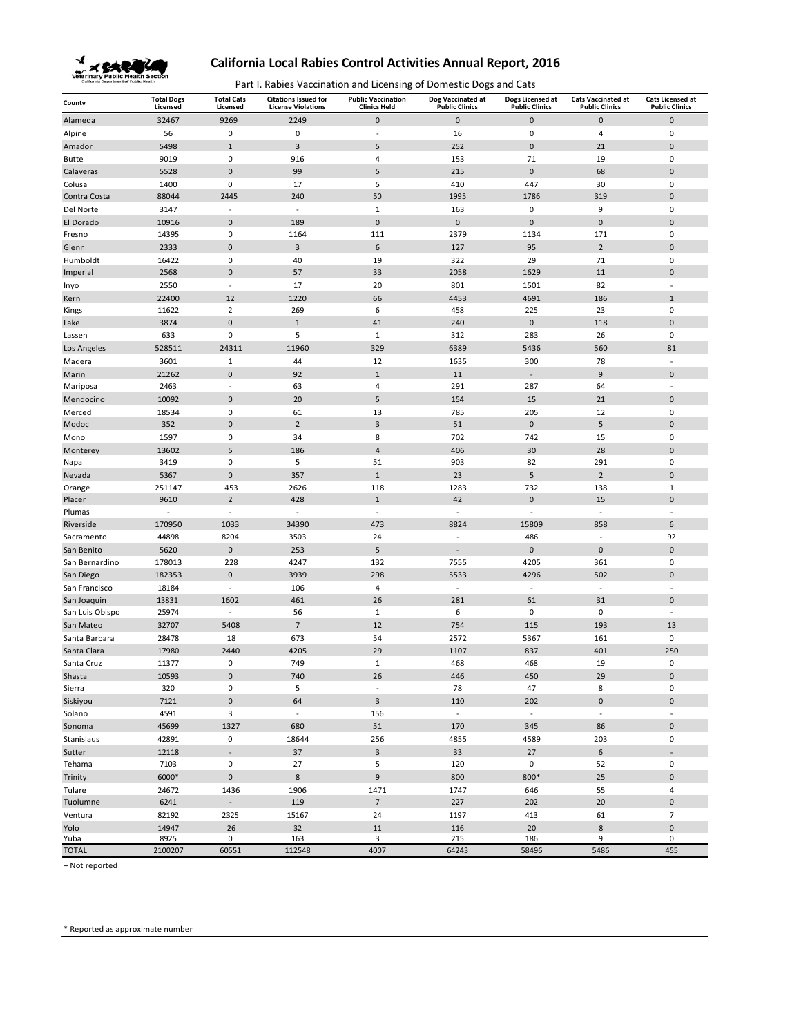# California Local Rabies Control Activities Annual Report, 2016

Part I. Rabies Vaccination and Licensing of Domestic Dogs and Cats

| County | Total Dogs Licensed | Total Cats Licensed | Citations Issued for License Violations | Public Vaccination Clinics Held | Dog Vaccinated at Public Clinics | Dogs Licensed at Public Clinics | Cats Vaccinated at Public Clinics | Cats Licensed at Public Clinics |
|---|---|---|---|---|---|---|---|---|
| Alameda | 32467 | 9269 | 2249 | 0 | 0 | 0 | 0 | 0 |
| Alpine | 56 | 0 | 0 | - | 16 | 0 | 4 | 0 |
| Amador | 5498 | 1 | 3 | 5 | 252 | 0 | 21 | 0 |
| Butte | 9019 | 0 | 916 | 4 | 153 | 71 | 19 | 0 |
| Calaveras | 5528 | 0 | 99 | 5 | 215 | 0 | 68 | 0 |
| Colusa | 1400 | 0 | 17 | 5 | 410 | 447 | 30 | 0 |
| Contra Costa | 88044 | 2445 | 240 | 50 | 1995 | 1786 | 319 | 0 |
| Del Norte | 3147 | - | - | 1 | 163 | 0 | 9 | 0 |
| El Dorado | 10916 | 0 | 189 | 0 | 0 | 0 | 0 | 0 |
| Fresno | 14395 | 0 | 1164 | 111 | 2379 | 1134 | 171 | 0 |
| Glenn | 2333 | 0 | 3 | 6 | 127 | 95 | 2 | 0 |
| Humboldt | 16422 | 0 | 40 | 19 | 322 | 29 | 71 | 0 |
| Imperial | 2568 | 0 | 57 | 33 | 2058 | 1629 | 11 | 0 |
| Inyo | 2550 | - | 17 | 20 | 801 | 1501 | 82 | - |
| Kern | 22400 | 12 | 1220 | 66 | 4453 | 4691 | 186 | 1 |
| Kings | 11622 | 2 | 269 | 6 | 458 | 225 | 23 | 0 |
| Lake | 3874 | 0 | 1 | 41 | 240 | 0 | 118 | 0 |
| Lassen | 633 | 0 | 5 | 1 | 312 | 283 | 26 | 0 |
| Los Angeles | 528511 | 24311 | 11960 | 329 | 6389 | 5436 | 560 | 81 |
| Madera | 3601 | 1 | 44 | 12 | 1635 | 300 | 78 | - |
| Marin | 21262 | 0 | 92 | 1 | 11 | - | 9 | 0 |
| Mariposa | 2463 | - | 63 | 4 | 291 | 287 | 64 | - |
| Mendocino | 10092 | 0 | 20 | 5 | 154 | 15 | 21 | 0 |
| Merced | 18534 | 0 | 61 | 13 | 785 | 205 | 12 | 0 |
| Modoc | 352 | 0 | 2 | 3 | 51 | 0 | 5 | 0 |
| Mono | 1597 | 0 | 34 | 8 | 702 | 742 | 15 | 0 |
| Monterey | 13602 | 5 | 186 | 4 | 406 | 30 | 28 | 0 |
| Napa | 3419 | 0 | 5 | 51 | 903 | 82 | 291 | 0 |
| Nevada | 5367 | 0 | 357 | 1 | 23 | 5 | 2 | 0 |
| Orange | 251147 | 453 | 2626 | 118 | 1283 | 732 | 138 | 1 |
| Placer | 9610 | 2 | 428 | 1 | 42 | 0 | 15 | 0 |
| Plumas | - | - | - | - | - | - | - | - |
| Riverside | 170950 | 1033 | 34390 | 473 | 8824 | 15809 | 858 | 6 |
| Sacramento | 44898 | 8204 | 3503 | 24 | - | 486 | - | 92 |
| San Benito | 5620 | 0 | 253 | 5 | - | 0 | 0 | 0 |
| San Bernardino | 178013 | 228 | 4247 | 132 | 7555 | 4205 | 361 | 0 |
| San Diego | 182353 | 0 | 3939 | 298 | 5533 | 4296 | 502 | 0 |
| San Francisco | 18184 | - | 106 | 4 | - | - | - | - |
| San Joaquin | 13831 | 1602 | 461 | 26 | 281 | 61 | 31 | 0 |
| San Luis Obispo | 25974 | - | 56 | 1 | 6 | 0 | 0 | - |
| San Mateo | 32707 | 5408 | 7 | 12 | 754 | 115 | 193 | 13 |
| Santa Barbara | 28478 | 18 | 673 | 54 | 2572 | 5367 | 161 | 0 |
| Santa Clara | 17980 | 2440 | 4205 | 29 | 1107 | 837 | 401 | 250 |
| Santa Cruz | 11377 | 0 | 749 | 1 | 468 | 468 | 19 | 0 |
| Shasta | 10593 | 0 | 740 | 26 | 446 | 450 | 29 | 0 |
| Sierra | 320 | 0 | 5 | - | 78 | 47 | 8 | 0 |
| Siskiyou | 7121 | 0 | 64 | 3 | 110 | 202 | 0 | 0 |
| Solano | 4591 | 3 | - | 156 | - | - | - | - |
| Sonoma | 45699 | 1327 | 680 | 51 | 170 | 345 | 86 | 0 |
| Stanislaus | 42891 | 0 | 18644 | 256 | 4855 | 4589 | 203 | 0 |
| Sutter | 12118 | - | 37 | 3 | 33 | 27 | 6 | - |
| Tehama | 7103 | 0 | 27 | 5 | 120 | 0 | 52 | 0 |
| Trinity | 6000* | 0 | 8 | 9 | 800 | 800* | 25 | 0 |
| Tulare | 24672 | 1436 | 1906 | 1471 | 1747 | 646 | 55 | 4 |
| Tuolumne | 6241 | - | 119 | 7 | 227 | 202 | 20 | 0 |
| Ventura | 82192 | 2325 | 15167 | 24 | 1197 | 413 | 61 | 7 |
| Yolo | 14947 | 26 | 32 | 11 | 116 | 20 | 8 | 0 |
| Yuba | 8925 | 0 | 163 | 3 | 215 | 186 | 9 | 0 |
| TOTAL | 2100207 | 60551 | 112548 | 4007 | 64243 | 58496 | 5486 | 455 |

– Not reported

* Reported as approximate number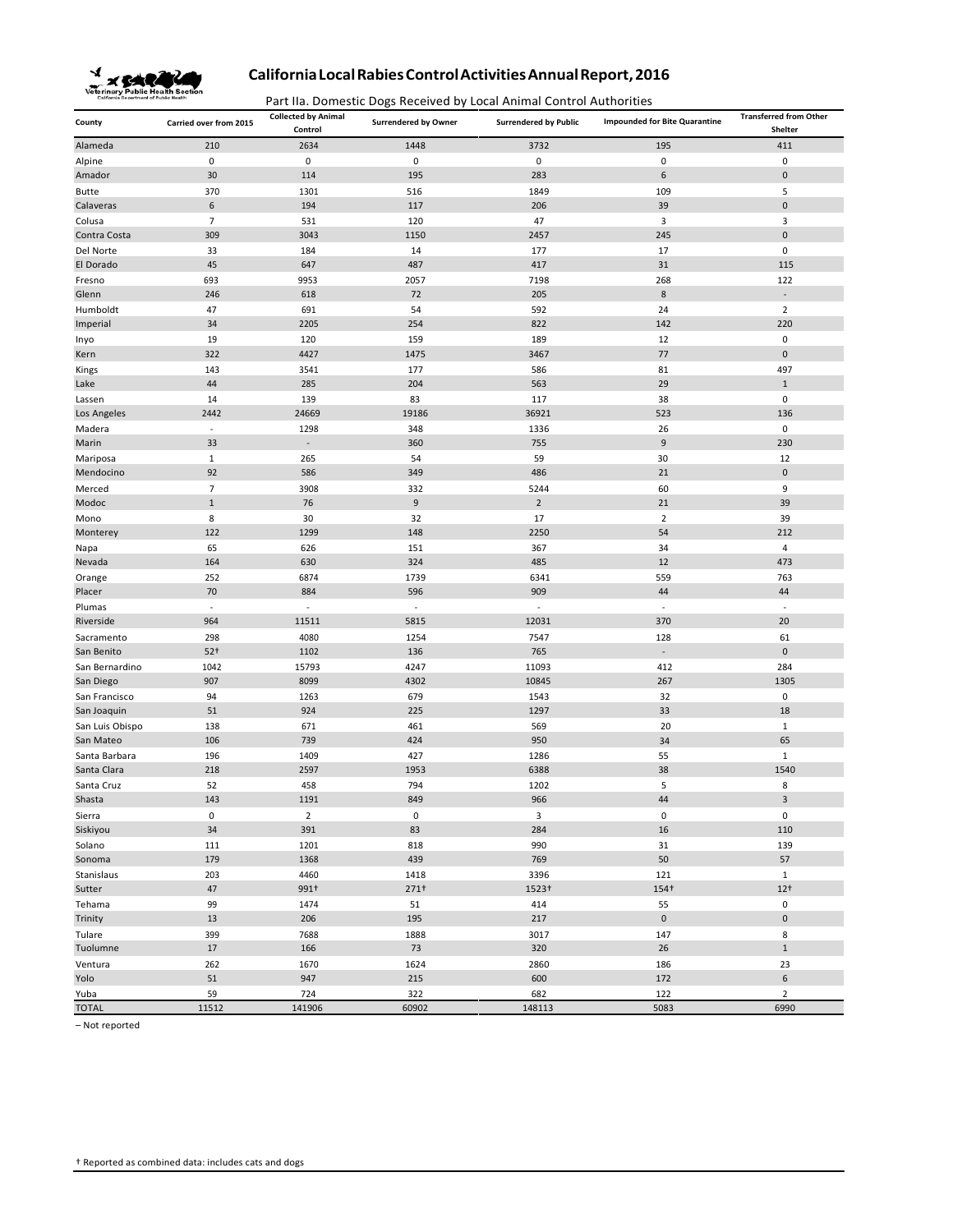# California Local Rabies Control Activities Annual Report, 2016

Part IIa. Domestic Dogs Received by Local Animal Control Authorities

| County | Carried over from 2015 | Collected by Animal Control | Surrendered by Owner | Surrendered by Public | Impounded for Bite Quarantine | Transferred from Other Shelter |
|---|---|---|---|---|---|---|
| Alameda | 210 | 2634 | 1448 | 3732 | 195 | 411 |
| Alpine | 0 | 0 | 0 | 0 | 0 | 0 |
| Amador | 30 | 114 | 195 | 283 | 6 | 0 |
| Butte | 370 | 1301 | 516 | 1849 | 109 | 5 |
| Calaveras | 6 | 194 | 117 | 206 | 39 | 0 |
| Colusa | 7 | 531 | 120 | 47 | 3 | 3 |
| Contra Costa | 309 | 3043 | 1150 | 2457 | 245 | 0 |
| Del Norte | 33 | 184 | 14 | 177 | 17 | 0 |
| El Dorado | 45 | 647 | 487 | 417 | 31 | 115 |
| Fresno | 693 | 9953 | 2057 | 7198 | 268 | 122 |
| Glenn | 246 | 618 | 72 | 205 | 8 | - |
| Humboldt | 47 | 691 | 54 | 592 | 24 | 2 |
| Imperial | 34 | 2205 | 254 | 822 | 142 | 220 |
| Inyo | 19 | 120 | 159 | 189 | 12 | 0 |
| Kern | 322 | 4427 | 1475 | 3467 | 77 | 0 |
| Kings | 143 | 3541 | 177 | 586 | 81 | 497 |
| Lake | 44 | 285 | 204 | 563 | 29 | 1 |
| Lassen | 14 | 139 | 83 | 117 | 38 | 0 |
| Los Angeles | 2442 | 24669 | 19186 | 36921 | 523 | 136 |
| Madera | - | 1298 | 348 | 1336 | 26 | 0 |
| Marin | 33 | - | 360 | 755 | 9 | 230 |
| Mariposa | 1 | 265 | 54 | 59 | 30 | 12 |
| Mendocino | 92 | 586 | 349 | 486 | 21 | 0 |
| Merced | 7 | 3908 | 332 | 5244 | 60 | 9 |
| Modoc | 1 | 76 | 9 | 2 | 21 | 39 |
| Mono | 8 | 30 | 32 | 17 | 2 | 39 |
| Monterey | 122 | 1299 | 148 | 2250 | 54 | 212 |
| Napa | 65 | 626 | 151 | 367 | 34 | 4 |
| Nevada | 164 | 630 | 324 | 485 | 12 | 473 |
| Orange | 252 | 6874 | 1739 | 6341 | 559 | 763 |
| Placer | 70 | 884 | 596 | 909 | 44 | 44 |
| Plumas | - | - | - | - | - | - |
| Riverside | 964 | 11511 | 5815 | 12031 | 370 | 20 |
| Sacramento | 298 | 4080 | 1254 | 7547 | 128 | 61 |
| San Benito | 52† | 1102 | 136 | 765 | - | 0 |
| San Bernardino | 1042 | 15793 | 4247 | 11093 | 412 | 284 |
| San Diego | 907 | 8099 | 4302 | 10845 | 267 | 1305 |
| San Francisco | 94 | 1263 | 679 | 1543 | 32 | 0 |
| San Joaquin | 51 | 924 | 225 | 1297 | 33 | 18 |
| San Luis Obispo | 138 | 671 | 461 | 569 | 20 | 1 |
| San Mateo | 106 | 739 | 424 | 950 | 34 | 65 |
| Santa Barbara | 196 | 1409 | 427 | 1286 | 55 | 1 |
| Santa Clara | 218 | 2597 | 1953 | 6388 | 38 | 1540 |
| Santa Cruz | 52 | 458 | 794 | 1202 | 5 | 8 |
| Shasta | 143 | 1191 | 849 | 966 | 44 | 3 |
| Sierra | 0 | 2 | 0 | 3 | 0 | 0 |
| Siskiyou | 34 | 391 | 83 | 284 | 16 | 110 |
| Solano | 111 | 1201 | 818 | 990 | 31 | 139 |
| Sonoma | 179 | 1368 | 439 | 769 | 50 | 57 |
| Stanislaus | 203 | 4460 | 1418 | 3396 | 121 | 1 |
| Sutter | 47 | 991† | 271† | 1523† | 154† | 12† |
| Tehama | 99 | 1474 | 51 | 414 | 55 | 0 |
| Trinity | 13 | 206 | 195 | 217 | 0 | 0 |
| Tulare | 399 | 7688 | 1888 | 3017 | 147 | 8 |
| Tuolumne | 17 | 166 | 73 | 320 | 26 | 1 |
| Ventura | 262 | 1670 | 1624 | 2860 | 186 | 23 |
| Yolo | 51 | 947 | 215 | 600 | 172 | 6 |
| Yuba | 59 | 724 | 322 | 682 | 122 | 2 |
| TOTAL | 11512 | 141906 | 60902 | 148113 | 5083 | 6990 |

– Not reported

† Reported as combined data: includes cats and dogs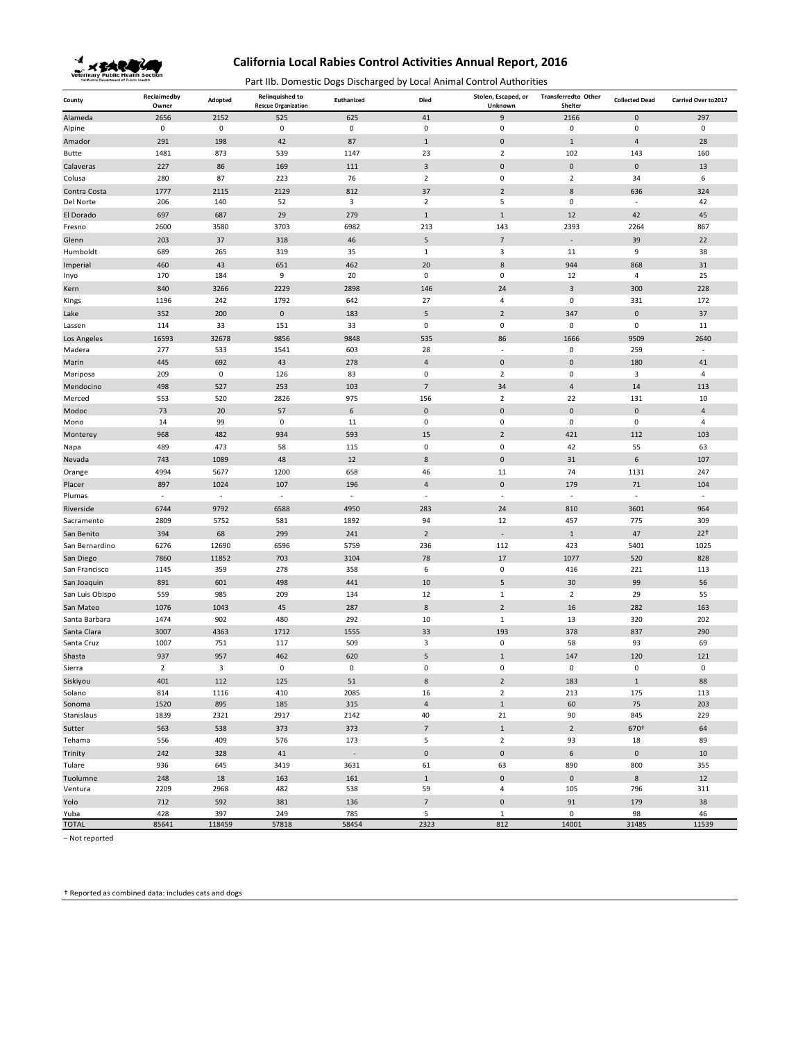# California Local Rabies Control Activities Annual Report, 2016

Part IIb. Domestic Dogs Discharged by Local Animal Control Authorities

| County | Reclaimedby Owner | Adopted | Relinquished to Rescue Organization | Euthanized | Died | Stolen, Escaped, or Unknown | Transferredto Other Shelter | Collected Dead | Carried Over to2017 |
|---|---|---|---|---|---|---|---|---|---|
| Alameda | 2656 | 2152 | 525 | 625 | 41 | 9 | 2166 | 0 | 297 |
| Alpine | 0 | 0 | 0 | 0 | 0 | 0 | 0 | 0 | 0 |
| Amador | 291 | 198 | 42 | 87 | 1 | 0 | 1 | 4 | 28 |
| Butte | 1481 | 873 | 539 | 1147 | 23 | 2 | 102 | 143 | 160 |
| Calaveras | 227 | 86 | 169 | 111 | 3 | 0 | 0 | 0 | 13 |
| Colusa | 280 | 87 | 223 | 76 | 2 | 0 | 2 | 34 | 6 |
| Contra Costa | 1777 | 2115 | 2129 | 812 | 37 | 2 | 8 | 636 | 324 |
| Del Norte | 206 | 140 | 52 | 3 | 2 | 5 | 0 | - | 42 |
| El Dorado | 697 | 687 | 29 | 279 | 1 | 1 | 12 | 42 | 45 |
| Fresno | 2600 | 3580 | 3703 | 6982 | 213 | 143 | 2393 | 2264 | 867 |
| Glenn | 203 | 37 | 318 | 46 | 5 | 7 | - | 39 | 22 |
| Humboldt | 689 | 265 | 319 | 35 | 1 | 3 | 11 | 9 | 38 |
| Imperial | 460 | 43 | 651 | 462 | 20 | 8 | 944 | 868 | 31 |
| Inyo | 170 | 184 | 9 | 20 | 0 | 0 | 12 | 4 | 25 |
| Kern | 840 | 3266 | 2229 | 2898 | 146 | 24 | 3 | 300 | 228 |
| Kings | 1196 | 242 | 1792 | 642 | 27 | 4 | 0 | 331 | 172 |
| Lake | 352 | 200 | 0 | 183 | 5 | 2 | 347 | 0 | 37 |
| Lassen | 114 | 33 | 151 | 33 | 0 | 0 | 0 | 0 | 11 |
| Los Angeles | 16593 | 32678 | 9856 | 9848 | 535 | 86 | 1666 | 9509 | 2640 |
| Madera | 277 | 533 | 1541 | 603 | 28 | - | 0 | 259 | - |
| Marin | 445 | 692 | 43 | 278 | 4 | 0 | 0 | 180 | 41 |
| Mariposa | 209 | 0 | 126 | 83 | 0 | 2 | 0 | 3 | 4 |
| Mendocino | 498 | 527 | 253 | 103 | 7 | 34 | 4 | 14 | 113 |
| Merced | 553 | 520 | 2826 | 975 | 156 | 2 | 22 | 131 | 10 |
| Modoc | 73 | 20 | 57 | 6 | 0 | 0 | 0 | 0 | 4 |
| Mono | 14 | 99 | 0 | 11 | 0 | 0 | 0 | 0 | 4 |
| Monterey | 968 | 482 | 934 | 593 | 15 | 2 | 421 | 112 | 103 |
| Napa | 489 | 473 | 58 | 115 | 0 | 0 | 42 | 55 | 63 |
| Nevada | 743 | 1089 | 48 | 12 | 8 | 0 | 31 | 6 | 107 |
| Orange | 4994 | 5677 | 1200 | 658 | 46 | 11 | 74 | 1131 | 247 |
| Placer | 897 | 1024 | 107 | 196 | 4 | 0 | 179 | 71 | 104 |
| Plumas | - | - | - | - | - | - | - | - | - |
| Riverside | 6744 | 9792 | 6588 | 4950 | 283 | 24 | 810 | 3601 | 964 |
| Sacramento | 2809 | 5752 | 581 | 1892 | 94 | 12 | 457 | 775 | 309 |
| San Benito | 394 | 68 | 299 | 241 | 2 | - | 1 | 47 | 22† |
| San Bernardino | 6276 | 12690 | 6596 | 5759 | 236 | 112 | 423 | 5401 | 1025 |
| San Diego | 7860 | 11852 | 703 | 3104 | 78 | 17 | 1077 | 520 | 828 |
| San Francisco | 1145 | 359 | 278 | 358 | 6 | 0 | 416 | 221 | 113 |
| San Joaquin | 891 | 601 | 498 | 441 | 10 | 5 | 30 | 99 | 56 |
| San Luis Obispo | 559 | 985 | 209 | 134 | 12 | 1 | 2 | 29 | 55 |
| San Mateo | 1076 | 1043 | 45 | 287 | 8 | 2 | 16 | 282 | 163 |
| Santa Barbara | 1474 | 902 | 480 | 292 | 10 | 1 | 13 | 320 | 202 |
| Santa Clara | 3007 | 4363 | 1712 | 1555 | 33 | 193 | 378 | 837 | 290 |
| Santa Cruz | 1007 | 751 | 117 | 509 | 3 | 0 | 58 | 93 | 69 |
| Shasta | 937 | 957 | 462 | 620 | 5 | 1 | 147 | 120 | 121 |
| Sierra | 2 | 3 | 0 | 0 | 0 | 0 | 0 | 0 | 0 |
| Siskiyou | 401 | 112 | 125 | 51 | 8 | 2 | 183 | 1 | 88 |
| Solano | 814 | 1116 | 410 | 2085 | 16 | 2 | 213 | 175 | 113 |
| Sonoma | 1520 | 895 | 185 | 315 | 4 | 1 | 60 | 75 | 203 |
| Stanislaus | 1839 | 2321 | 2917 | 2142 | 40 | 21 | 90 | 845 | 229 |
| Sutter | 563 | 538 | 373 | 373 | 7 | 1 | 2 | 670† | 64 |
| Tehama | 556 | 409 | 576 | 173 | 5 | 2 | 93 | 18 | 89 |
| Trinity | 242 | 328 | 41 | - | 0 | 0 | 6 | 0 | 10 |
| Tulare | 936 | 645 | 3419 | 3631 | 61 | 63 | 890 | 800 | 355 |
| Tuolumne | 248 | 18 | 163 | 161 | 1 | 0 | 0 | 8 | 12 |
| Ventura | 2209 | 2968 | 482 | 538 | 59 | 4 | 105 | 796 | 311 |
| Yolo | 712 | 592 | 381 | 136 | 7 | 0 | 91 | 179 | 38 |
| Yuba | 428 | 397 | 249 | 785 | 5 | 1 | 0 | 98 | 46 |
| TOTAL | 85641 | 118459 | 57818 | 58454 | 2323 | 812 | 14001 | 31485 | 11539 |

– Not reported

† Reported as combined data: includes cats and dogs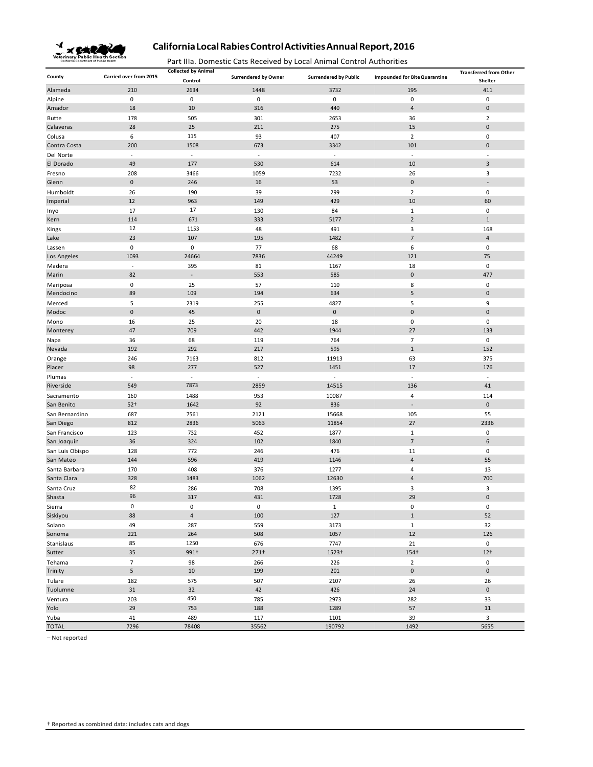# California Local Rabies Control Activities Annual Report, 2016

Part IIIa. Domestic Cats Received by Local Animal Control Authorities

| County | Carried over from 2015 | Collected by Animal Control | Surrendered by Owner | Surrendered by Public | Impounded for Bite Quarantine | Transferred from Other Shelter |
|---|---|---|---|---|---|---|
| Alameda | 210 | 2634 | 1448 | 3732 | 195 | 411 |
| Alpine | 0 | 0 | 0 | 0 | 0 | 0 |
| Amador | 18 | 10 | 316 | 440 | 4 | 0 |
| Butte | 178 | 505 | 301 | 2653 | 36 | 2 |
| Calaveras | 28 | 25 | 211 | 275 | 15 | 0 |
| Colusa | 6 | 115 | 93 | 407 | 2 | 0 |
| Contra Costa | 200 | 1508 | 673 | 3342 | 101 | 0 |
| Del Norte | - | - | - | - | - | - |
| El Dorado | 49 | 177 | 530 | 614 | 10 | 3 |
| Fresno | 208 | 3466 | 1059 | 7232 | 26 | 3 |
| Glenn | 0 | 246 | 16 | 53 | 0 | - |
| Humboldt | 26 | 190 | 39 | 299 | 2 | 0 |
| Imperial | 12 | 963 | 149 | 429 | 10 | 60 |
| Inyo | 17 | 17 | 130 | 84 | 1 | 0 |
| Kern | 114 | 671 | 333 | 5177 | 2 | 1 |
| Kings | 12 | 1153 | 48 | 491 | 3 | 168 |
| Lake | 23 | 107 | 195 | 1482 | 7 | 4 |
| Lassen | 0 | 0 | 77 | 68 | 6 | 0 |
| Los Angeles | 1093 | 24664 | 7836 | 44249 | 121 | 75 |
| Madera | - | 395 | 81 | 1167 | 18 | 0 |
| Marin | 82 | - | 553 | 585 | 0 | 477 |
| Mariposa | 0 | 25 | 57 | 110 | 8 | 0 |
| Mendocino | 89 | 109 | 194 | 634 | 5 | 0 |
| Merced | 5 | 2319 | 255 | 4827 | 5 | 9 |
| Modoc | 0 | 45 | 0 | 0 | 0 | 0 |
| Mono | 16 | 25 | 20 | 18 | 0 | 0 |
| Monterey | 47 | 709 | 442 | 1944 | 27 | 133 |
| Napa | 36 | 68 | 119 | 764 | 7 | 0 |
| Nevada | 192 | 292 | 217 | 595 | 1 | 152 |
| Orange | 246 | 7163 | 812 | 11913 | 63 | 375 |
| Placer | 98 | 277 | 527 | 1451 | 17 | 176 |
| Plumas | - | - | - | - | - | - |
| Riverside | 549 | 7873 | 2859 | 14515 | 136 | 41 |
| Sacramento | 160 | 1488 | 953 | 10087 | 4 | 114 |
| San Benito | 52† | 1642 | 92 | 836 | - | 0 |
| San Bernardino | 687 | 7561 | 2121 | 15668 | 105 | 55 |
| San Diego | 812 | 2836 | 5063 | 11854 | 27 | 2336 |
| San Francisco | 123 | 732 | 452 | 1877 | 1 | 0 |
| San Joaquin | 36 | 324 | 102 | 1840 | 7 | 6 |
| San Luis Obispo | 128 | 772 | 246 | 476 | 11 | 0 |
| San Mateo | 144 | 596 | 419 | 1146 | 4 | 55 |
| Santa Barbara | 170 | 408 | 376 | 1277 | 4 | 13 |
| Santa Clara | 328 | 1483 | 1062 | 12630 | 4 | 700 |
| Santa Cruz | 82 | 286 | 708 | 1395 | 3 | 3 |
| Shasta | 96 | 317 | 431 | 1728 | 29 | 0 |
| Sierra | 0 | 0 | 0 | 1 | 0 | 0 |
| Siskiyou | 88 | 4 | 100 | 127 | 1 | 52 |
| Solano | 49 | 287 | 559 | 3173 | 1 | 32 |
| Sonoma | 221 | 264 | 508 | 1057 | 12 | 126 |
| Stanislaus | 85 | 1250 | 676 | 7747 | 21 | 0 |
| Sutter | 35 | 991† | 271† | 1523† | 154† | 12† |
| Tehama | 7 | 98 | 266 | 226 | 2 | 0 |
| Trinity | 5 | 10 | 199 | 201 | 0 | 0 |
| Tulare | 182 | 575 | 507 | 2107 | 26 | 26 |
| Tuolumne | 31 | 32 | 42 | 426 | 24 | 0 |
| Ventura | 203 | 450 | 785 | 2973 | 282 | 33 |
| Yolo | 29 | 753 | 188 | 1289 | 57 | 11 |
| Yuba | 41 | 489 | 117 | 1101 | 39 | 3 |
| TOTAL | 7296 | 78408 | 35562 | 190792 | 1492 | 5655 |

– Not reported

† Reported as combined data: includes cats and dogs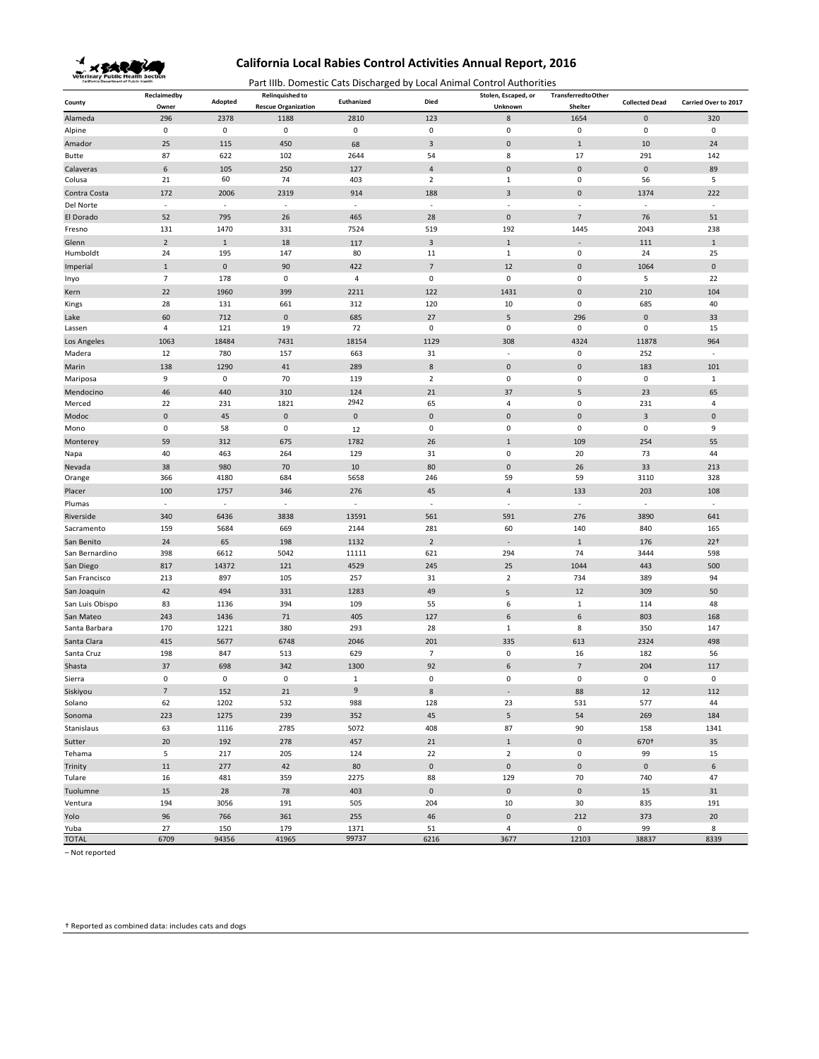# California Local Rabies Control Activities Annual Report, 2016

Part IIIb. Domestic Cats Discharged by Local Animal Control Authorities

| County | Reclaimed by Owner | Adopted | Relinquished to Rescue Organization | Euthanized | Died | Stolen, Escaped, or Unknown | Transferred to Other Shelter | Collected Dead | Carried Over to 2017 |
|---|---|---|---|---|---|---|---|---|---|
| Alameda | 296 | 2378 | 1188 | 2810 | 123 | 8 | 1654 | 0 | 320 |
| Alpine | 0 | 0 | 0 | 0 | 0 | 0 | 0 | 0 | 0 |
| Amador | 25 | 115 | 450 | 68 | 3 | 0 | 1 | 10 | 24 |
| Butte | 87 | 622 | 102 | 2644 | 54 | 8 | 17 | 291 | 142 |
| Calaveras | 6 | 105 | 250 | 127 | 4 | 0 | 0 | 0 | 89 |
| Colusa | 21 | 60 | 74 | 403 | 2 | 1 | 0 | 56 | 5 |
| Contra Costa | 172 | 2006 | 2319 | 914 | 188 | 3 | 0 | 1374 | 222 |
| Del Norte | - | - | - | - | - | - | - | - | - |
| El Dorado | 52 | 795 | 26 | 465 | 28 | 0 | 7 | 76 | 51 |
| Fresno | 131 | 1470 | 331 | 7524 | 519 | 192 | 1445 | 2043 | 238 |
| Glenn | 2 | 1 | 18 | 117 | 3 | 1 | - | 111 | 1 |
| Humboldt | 24 | 195 | 147 | 80 | 11 | 1 | 0 | 24 | 25 |
| Imperial | 1 | 0 | 90 | 422 | 7 | 12 | 0 | 1064 | 0 |
| Inyo | 7 | 178 | 0 | 4 | 0 | 0 | 0 | 5 | 22 |
| Kern | 22 | 1960 | 399 | 2211 | 122 | 1431 | 0 | 210 | 104 |
| Kings | 28 | 131 | 661 | 312 | 120 | 10 | 0 | 685 | 40 |
| Lake | 60 | 712 | 0 | 685 | 27 | 5 | 296 | 0 | 33 |
| Lassen | 4 | 121 | 19 | 72 | 0 | 0 | 0 | 0 | 15 |
| Los Angeles | 1063 | 18484 | 7431 | 18154 | 1129 | 308 | 4324 | 11878 | 964 |
| Madera | 12 | 780 | 157 | 663 | 31 | - | 0 | 252 | - |
| Marin | 138 | 1290 | 41 | 289 | 8 | 0 | 0 | 183 | 101 |
| Mariposa | 9 | 0 | 70 | 119 | 2 | 0 | 0 | 0 | 1 |
| Mendocino | 46 | 440 | 310 | 124 | 21 | 37 | 5 | 23 | 65 |
| Merced | 22 | 231 | 1821 | 2942 | 65 | 4 | 0 | 231 | 4 |
| Modoc | 0 | 45 | 0 | 0 | 0 | 0 | 0 | 3 | 0 |
| Mono | 0 | 58 | 0 | 12 | 0 | 0 | 0 | 0 | 9 |
| Monterey | 59 | 312 | 675 | 1782 | 26 | 1 | 109 | 254 | 55 |
| Napa | 40 | 463 | 264 | 129 | 31 | 0 | 20 | 73 | 44 |
| Nevada | 38 | 980 | 70 | 10 | 80 | 0 | 26 | 33 | 213 |
| Orange | 366 | 4180 | 684 | 5658 | 246 | 59 | 59 | 3110 | 328 |
| Placer | 100 | 1757 | 346 | 276 | 45 | 4 | 133 | 203 | 108 |
| Plumas | - | - | - | - | - | - | - | - | - |
| Riverside | 340 | 6436 | 3838 | 13591 | 561 | 591 | 276 | 3890 | 641 |
| Sacramento | 159 | 5684 | 669 | 2144 | 281 | 60 | 140 | 840 | 165 |
| San Benito | 24 | 65 | 198 | 1132 | 2 | - | 1 | 176 | 22† |
| San Bernardino | 398 | 6612 | 5042 | 11111 | 621 | 294 | 74 | 3444 | 598 |
| San Diego | 817 | 14372 | 121 | 4529 | 245 | 25 | 1044 | 443 | 500 |
| San Francisco | 213 | 897 | 105 | 257 | 31 | 2 | 734 | 389 | 94 |
| San Joaquin | 42 | 494 | 331 | 1283 | 49 | 5 | 12 | 309 | 50 |
| San Luis Obispo | 83 | 1136 | 394 | 109 | 55 | 6 | 1 | 114 | 48 |
| San Mateo | 243 | 1436 | 71 | 405 | 127 | 6 | 6 | 803 | 168 |
| Santa Barbara | 170 | 1221 | 380 | 293 | 28 | 1 | 8 | 350 | 147 |
| Santa Clara | 415 | 5677 | 6748 | 2046 | 201 | 335 | 613 | 2324 | 498 |
| Santa Cruz | 198 | 847 | 513 | 629 | 7 | 0 | 16 | 182 | 56 |
| Shasta | 37 | 698 | 342 | 1300 | 92 | 6 | 7 | 204 | 117 |
| Sierra | 0 | 0 | 0 | 1 | 0 | 0 | 0 | 0 | 0 |
| Siskiyou | 7 | 152 | 21 | 9 | 8 | - | 88 | 12 | 112 |
| Solano | 62 | 1202 | 532 | 988 | 128 | 23 | 531 | 577 | 44 |
| Sonoma | 223 | 1275 | 239 | 352 | 45 | 5 | 54 | 269 | 184 |
| Stanislaus | 63 | 1116 | 2785 | 5072 | 408 | 87 | 90 | 158 | 1341 |
| Sutter | 20 | 192 | 278 | 457 | 21 | 1 | 0 | 670† | 35 |
| Tehama | 5 | 217 | 205 | 124 | 22 | 2 | 0 | 99 | 15 |
| Trinity | 11 | 277 | 42 | 80 | 0 | 0 | 0 | 0 | 6 |
| Tulare | 16 | 481 | 359 | 2275 | 88 | 129 | 70 | 740 | 47 |
| Tuolumne | 15 | 28 | 78 | 403 | 0 | 0 | 0 | 15 | 31 |
| Ventura | 194 | 3056 | 191 | 505 | 204 | 10 | 30 | 835 | 191 |
| Yolo | 96 | 766 | 361 | 255 | 46 | 0 | 212 | 373 | 20 |
| Yuba | 27 | 150 | 179 | 1371 | 51 | 4 | 0 | 99 | 8 |
| TOTAL | 6709 | 94356 | 41965 | 99737 | 6216 | 3677 | 12103 | 38837 | 8339 |

– Not reported

† Reported as combined data: includes cats and dogs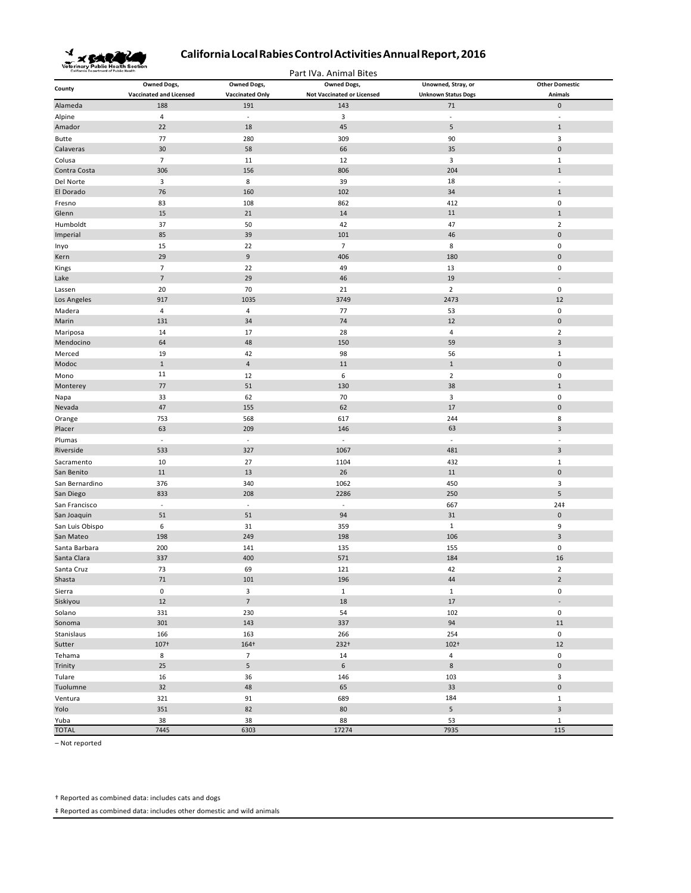# California Local Rabies Control Activities Annual Report, 2016

Part IVa. Animal Bites

| County | Owned Dogs, Vaccinated and Licensed | Owned Dogs, Vaccinated Only | Owned Dogs, Not Vaccinated or Licensed | Unowned, Stray, or Unknown Status Dogs | Other Domestic Animals |
|---|---|---|---|---|---|
| Alameda | 188 | 191 | 143 | 71 | 0 |
| Alpine | 4 | - | 3 | - | - |
| Amador | 22 | 18 | 45 | 5 | 1 |
| Butte | 77 | 280 | 309 | 90 | 3 |
| Calaveras | 30 | 58 | 66 | 35 | 0 |
| Colusa | 7 | 11 | 12 | 3 | 1 |
| Contra Costa | 306 | 156 | 806 | 204 | 1 |
| Del Norte | 3 | 8 | 39 | 18 | - |
| El Dorado | 76 | 160 | 102 | 34 | 1 |
| Fresno | 83 | 108 | 862 | 412 | 0 |
| Glenn | 15 | 21 | 14 | 11 | 1 |
| Humboldt | 37 | 50 | 42 | 47 | 2 |
| Imperial | 85 | 39 | 101 | 46 | 0 |
| Inyo | 15 | 22 | 7 | 8 | 0 |
| Kern | 29 | 9 | 406 | 180 | 0 |
| Kings | 7 | 22 | 49 | 13 | 0 |
| Lake | 7 | 29 | 46 | 19 | - |
| Lassen | 20 | 70 | 21 | 2 | 0 |
| Los Angeles | 917 | 1035 | 3749 | 2473 | 12 |
| Madera | 4 | 4 | 77 | 53 | 0 |
| Marin | 131 | 34 | 74 | 12 | 0 |
| Mariposa | 14 | 17 | 28 | 4 | 2 |
| Mendocino | 64 | 48 | 150 | 59 | 3 |
| Merced | 19 | 42 | 98 | 56 | 1 |
| Modoc | 1 | 4 | 11 | 1 | 0 |
| Mono | 11 | 12 | 6 | 2 | 0 |
| Monterey | 77 | 51 | 130 | 38 | 1 |
| Napa | 33 | 62 | 70 | 3 | 0 |
| Nevada | 47 | 155 | 62 | 17 | 0 |
| Orange | 753 | 568 | 617 | 244 | 8 |
| Placer | 63 | 209 | 146 | 63 | 3 |
| Plumas | - | - | - | - | - |
| Riverside | 533 | 327 | 1067 | 481 | 3 |
| Sacramento | 10 | 27 | 1104 | 432 | 1 |
| San Benito | 11 | 13 | 26 | 11 | 0 |
| San Bernardino | 376 | 340 | 1062 | 450 | 3 |
| San Diego | 833 | 208 | 2286 | 250 | 5 |
| San Francisco | - | - | - | 667 | 24‡ |
| San Joaquin | 51 | 51 | 94 | 31 | 0 |
| San Luis Obispo | 6 | 31 | 359 | 1 | 9 |
| San Mateo | 198 | 249 | 198 | 106 | 3 |
| Santa Barbara | 200 | 141 | 135 | 155 | 0 |
| Santa Clara | 337 | 400 | 571 | 184 | 16 |
| Santa Cruz | 73 | 69 | 121 | 42 | 2 |
| Shasta | 71 | 101 | 196 | 44 | 2 |
| Sierra | 0 | 3 | 1 | 1 | 0 |
| Siskiyou | 12 | 7 | 18 | 17 | - |
| Solano | 331 | 230 | 54 | 102 | 0 |
| Sonoma | 301 | 143 | 337 | 94 | 11 |
| Stanislaus | 166 | 163 | 266 | 254 | 0 |
| Sutter | 107† | 164† | 232† | 102† | 12 |
| Tehama | 8 | 7 | 14 | 4 | 0 |
| Trinity | 25 | 5 | 6 | 8 | 0 |
| Tulare | 16 | 36 | 146 | 103 | 3 |
| Tuolumne | 32 | 48 | 65 | 33 | 0 |
| Ventura | 321 | 91 | 689 | 184 | 1 |
| Yolo | 351 | 82 | 80 | 5 | 3 |
| Yuba | 38 | 38 | 88 | 53 | 1 |
| TOTAL | 7445 | 6303 | 17274 | 7935 | 115 |

– Not reported

† Reported as combined data: includes cats and dogs

‡ Reported as combined data: includes other domestic and wild animals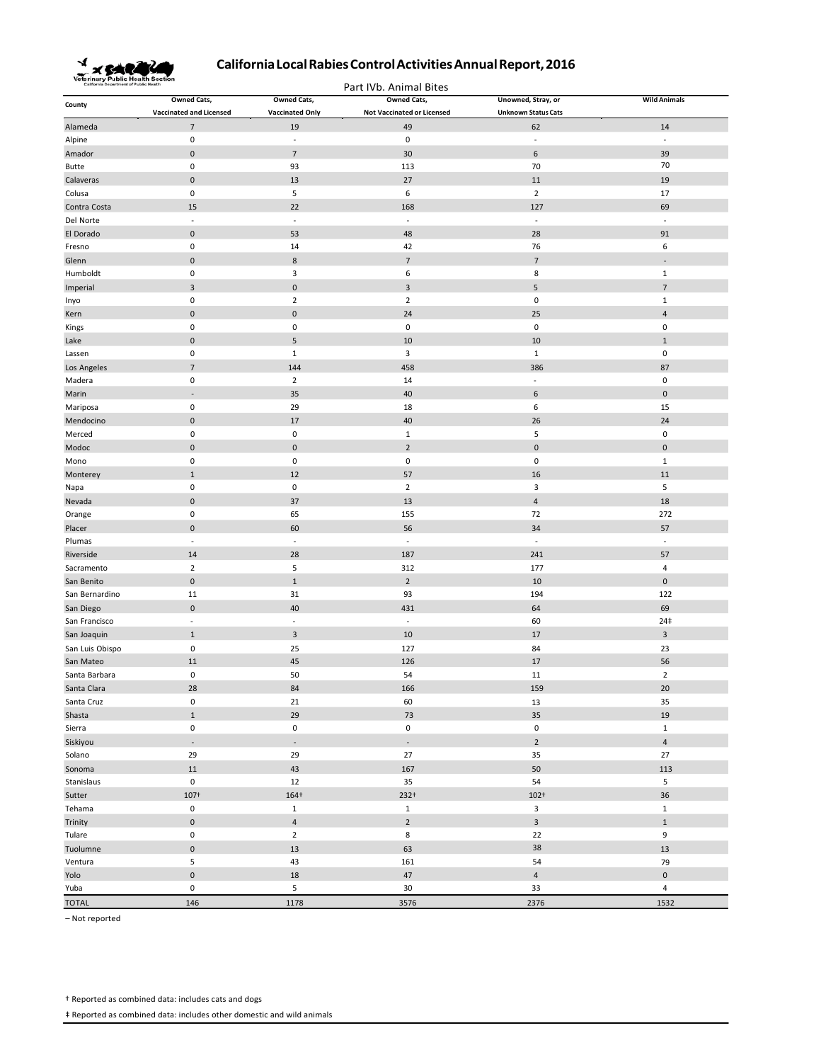# California Local Rabies Control Activities Annual Report, 2016

Part IVb. Animal Bites

| County | Owned Cats, Vaccinated and Licensed | Owned Cats, Vaccinated Only | Owned Cats, Not Vaccinated or Licensed | Unowned, Stray, or Unknown Status Cats | Wild Animals |
|---|---|---|---|---|---|
| Alameda | 7 | 19 | 49 | 62 | 14 |
| Alpine | 0 | - | 0 | - | - |
| Amador | 0 | 7 | 30 | 6 | 39 |
| Butte | 0 | 93 | 113 | 70 | 70 |
| Calaveras | 0 | 13 | 27 | 11 | 19 |
| Colusa | 0 | 5 | 6 | 2 | 17 |
| Contra Costa | 15 | 22 | 168 | 127 | 69 |
| Del Norte | - | - | - | - | - |
| El Dorado | 0 | 53 | 48 | 28 | 91 |
| Fresno | 0 | 14 | 42 | 76 | 6 |
| Glenn | 0 | 8 | 7 | 7 | - |
| Humboldt | 0 | 3 | 6 | 8 | 1 |
| Imperial | 3 | 0 | 3 | 5 | 7 |
| Inyo | 0 | 2 | 2 | 0 | 1 |
| Kern | 0 | 0 | 24 | 25 | 4 |
| Kings | 0 | 0 | 0 | 0 | 0 |
| Lake | 0 | 5 | 10 | 10 | 1 |
| Lassen | 0 | 1 | 3 | 1 | 0 |
| Los Angeles | 7 | 144 | 458 | 386 | 87 |
| Madera | 0 | 2 | 14 | - | 0 |
| Marin | - | 35 | 40 | 6 | 0 |
| Mariposa | 0 | 29 | 18 | 6 | 15 |
| Mendocino | 0 | 17 | 40 | 26 | 24 |
| Merced | 0 | 0 | 1 | 5 | 0 |
| Modoc | 0 | 0 | 2 | 0 | 0 |
| Mono | 0 | 0 | 0 | 0 | 1 |
| Monterey | 1 | 12 | 57 | 16 | 11 |
| Napa | 0 | 0 | 2 | 3 | 5 |
| Nevada | 0 | 37 | 13 | 4 | 18 |
| Orange | 0 | 65 | 155 | 72 | 272 |
| Placer | 0 | 60 | 56 | 34 | 57 |
| Plumas | - | - | - | - | - |
| Riverside | 14 | 28 | 187 | 241 | 57 |
| Sacramento | 2 | 5 | 312 | 177 | 4 |
| San Benito | 0 | 1 | 2 | 10 | 0 |
| San Bernardino | 11 | 31 | 93 | 194 | 122 |
| San Diego | 0 | 40 | 431 | 64 | 69 |
| San Francisco | - | - | - | 60 | 24‡ |
| San Joaquin | 1 | 3 | 10 | 17 | 3 |
| San Luis Obispo | 0 | 25 | 127 | 84 | 23 |
| San Mateo | 11 | 45 | 126 | 17 | 56 |
| Santa Barbara | 0 | 50 | 54 | 11 | 2 |
| Santa Clara | 28 | 84 | 166 | 159 | 20 |
| Santa Cruz | 0 | 21 | 60 | 13 | 35 |
| Shasta | 1 | 29 | 73 | 35 | 19 |
| Sierra | 0 | 0 | 0 | 0 | 1 |
| Siskiyou | - | - | - | 2 | 4 |
| Solano | 29 | 29 | 27 | 35 | 27 |
| Sonoma | 11 | 43 | 167 | 50 | 113 |
| Stanislaus | 0 | 12 | 35 | 54 | 5 |
| Sutter | 107† | 164† | 232† | 102† | 36 |
| Tehama | 0 | 1 | 1 | 3 | 1 |
| Trinity | 0 | 4 | 2 | 3 | 1 |
| Tulare | 0 | 2 | 8 | 22 | 9 |
| Tuolumne | 0 | 13 | 63 | 38 | 13 |
| Ventura | 5 | 43 | 161 | 54 | 79 |
| Yolo | 0 | 18 | 47 | 4 | 0 |
| Yuba | 0 | 5 | 30 | 33 | 4 |
| TOTAL | 146 | 1178 | 3576 | 2376 | 1532 |

– Not reported

† Reported as combined data: includes cats and dogs

‡ Reported as combined data: includes other domestic and wild animals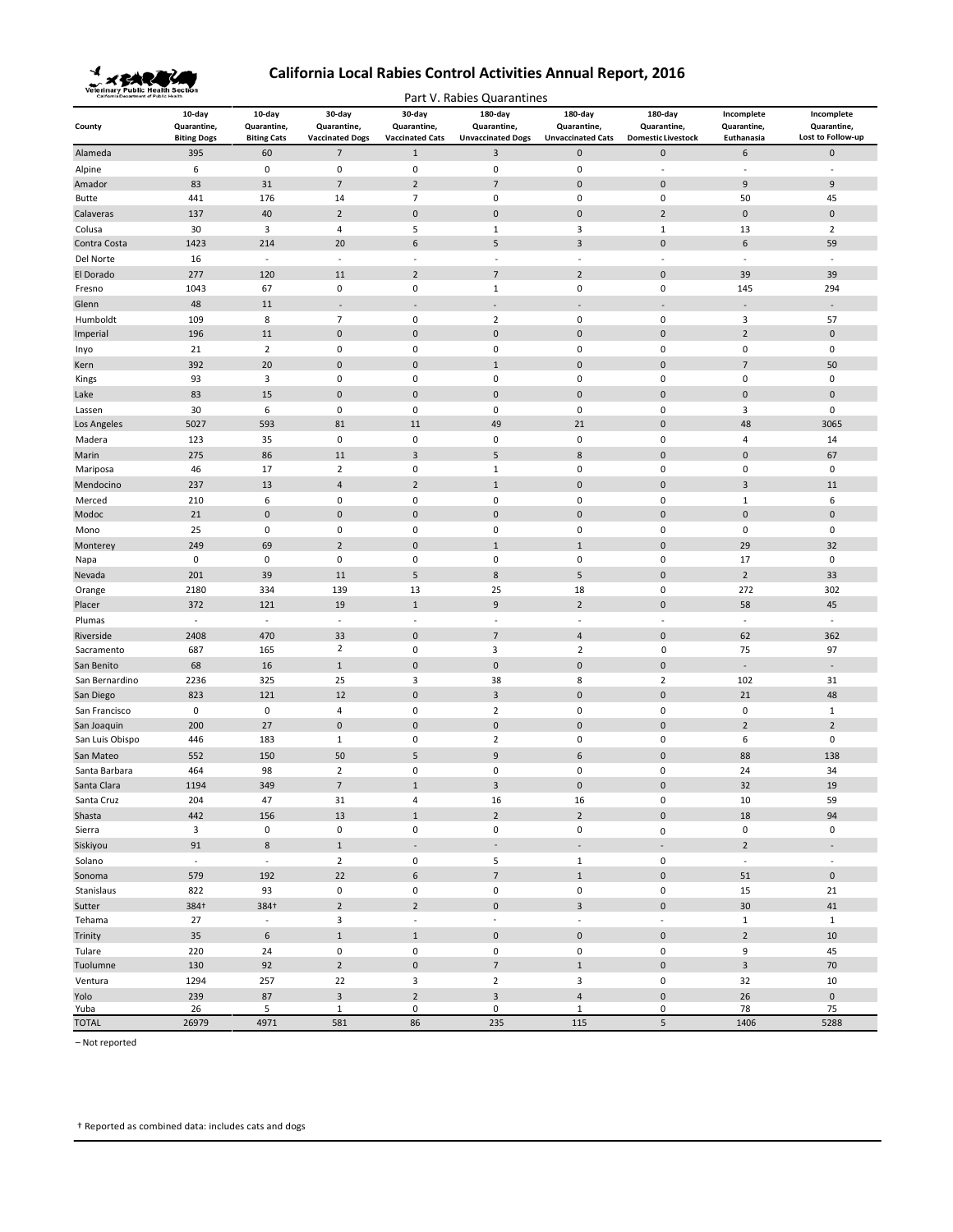# California Local Rabies Control Activities Annual Report, 2016

Part V. Rabies Quarantines

| County | 10-day Quarantine, Biting Dogs | 10-day Quarantine, Biting Cats | 30-day Quarantine, Vaccinated Dogs | 30-day Quarantine, Vaccinated Cats | 180-day Quarantine, Unvaccinated Dogs | 180-day Quarantine, Unvaccinated Cats | 180-day Quarantine, Domestic Livestock | Incomplete Quarantine, Euthanasia | Incomplete Quarantine, Lost to Follow-up |
|---|---|---|---|---|---|---|---|---|---|
| Alameda | 395 | 60 | 7 | 1 | 3 | 0 | 0 | 6 | 0 |
| Alpine | 6 | 0 | 0 | 0 | 0 | 0 | - | - | - |
| Amador | 83 | 31 | 7 | 2 | 7 | 0 | 0 | 9 | 9 |
| Butte | 441 | 176 | 14 | 7 | 0 | 0 | 0 | 50 | 45 |
| Calaveras | 137 | 40 | 2 | 0 | 0 | 0 | 2 | 0 | 0 |
| Colusa | 30 | 3 | 4 | 5 | 1 | 3 | 1 | 13 | 2 |
| Contra Costa | 1423 | 214 | 20 | 6 | 5 | 3 | 0 | 6 | 59 |
| Del Norte | 16 | - | - | - | - | - | - | - | - |
| El Dorado | 277 | 120 | 11 | 2 | 7 | 2 | 0 | 39 | 39 |
| Fresno | 1043 | 67 | 0 | 0 | 1 | 0 | 0 | 145 | 294 |
| Glenn | 48 | 11 | - | - | - | - | - | - | - |
| Humboldt | 109 | 8 | 7 | 0 | 2 | 0 | 0 | 3 | 57 |
| Imperial | 196 | 11 | 0 | 0 | 0 | 0 | 0 | 2 | 0 |
| Inyo | 21 | 2 | 0 | 0 | 0 | 0 | 0 | 0 | 0 |
| Kern | 392 | 20 | 0 | 0 | 1 | 0 | 0 | 7 | 50 |
| Kings | 93 | 3 | 0 | 0 | 0 | 0 | 0 | 0 | 0 |
| Lake | 83 | 15 | 0 | 0 | 0 | 0 | 0 | 0 | 0 |
| Lassen | 30 | 6 | 0 | 0 | 0 | 0 | 0 | 3 | 0 |
| Los Angeles | 5027 | 593 | 81 | 11 | 49 | 21 | 0 | 48 | 3065 |
| Madera | 123 | 35 | 0 | 0 | 0 | 0 | 0 | 4 | 14 |
| Marin | 275 | 86 | 11 | 3 | 5 | 8 | 0 | 0 | 67 |
| Mariposa | 46 | 17 | 2 | 0 | 1 | 0 | 0 | 0 | 0 |
| Mendocino | 237 | 13 | 4 | 2 | 1 | 0 | 0 | 3 | 11 |
| Merced | 210 | 6 | 0 | 0 | 0 | 0 | 0 | 1 | 6 |
| Modoc | 21 | 0 | 0 | 0 | 0 | 0 | 0 | 0 | 0 |
| Mono | 25 | 0 | 0 | 0 | 0 | 0 | 0 | 0 | 0 |
| Monterey | 249 | 69 | 2 | 0 | 1 | 1 | 0 | 29 | 32 |
| Napa | 0 | 0 | 0 | 0 | 0 | 0 | 0 | 17 | 0 |
| Nevada | 201 | 39 | 11 | 5 | 8 | 5 | 0 | 2 | 33 |
| Orange | 2180 | 334 | 139 | 13 | 25 | 18 | 0 | 272 | 302 |
| Placer | 372 | 121 | 19 | 1 | 9 | 2 | 0 | 58 | 45 |
| Plumas | - | - | - | - | - | - | - | - | - |
| Riverside | 2408 | 470 | 33 | 0 | 7 | 4 | 0 | 62 | 362 |
| Sacramento | 687 | 165 | 2 | 0 | 3 | 2 | 0 | 75 | 97 |
| San Benito | 68 | 16 | 1 | 0 | 0 | 0 | 0 | - | - |
| San Bernardino | 2236 | 325 | 25 | 3 | 38 | 8 | 2 | 102 | 31 |
| San Diego | 823 | 121 | 12 | 0 | 3 | 0 | 0 | 21 | 48 |
| San Francisco | 0 | 0 | 4 | 0 | 2 | 0 | 0 | 0 | 1 |
| San Joaquin | 200 | 27 | 0 | 0 | 0 | 0 | 0 | 2 | 2 |
| San Luis Obispo | 446 | 183 | 1 | 0 | 2 | 0 | 0 | 6 | 0 |
| San Mateo | 552 | 150 | 50 | 5 | 9 | 6 | 0 | 88 | 138 |
| Santa Barbara | 464 | 98 | 2 | 0 | 0 | 0 | 0 | 24 | 34 |
| Santa Clara | 1194 | 349 | 7 | 1 | 3 | 0 | 0 | 32 | 19 |
| Santa Cruz | 204 | 47 | 31 | 4 | 16 | 16 | 0 | 10 | 59 |
| Shasta | 442 | 156 | 13 | 1 | 2 | 2 | 0 | 18 | 94 |
| Sierra | 3 | 0 | 0 | 0 | 0 | 0 | 0 | 0 | 0 |
| Siskiyou | 91 | 8 | 1 | - | - | - | - | 2 | - |
| Solano | - | - | 2 | 0 | 5 | 1 | 0 | - | - |
| Sonoma | 579 | 192 | 22 | 6 | 7 | 1 | 0 | 51 | 0 |
| Stanislaus | 822 | 93 | 0 | 0 | 0 | 0 | 0 | 15 | 21 |
| Sutter | 384† | 384† | 2 | 2 | 0 | 3 | 0 | 30 | 41 |
| Tehama | 27 | - | 3 | - | - | - | - | 1 | 1 |
| Trinity | 35 | 6 | 1 | 1 | 0 | 0 | 0 | 2 | 10 |
| Tulare | 220 | 24 | 0 | 0 | 0 | 0 | 0 | 9 | 45 |
| Tuolumne | 130 | 92 | 2 | 0 | 7 | 1 | 0 | 3 | 70 |
| Ventura | 1294 | 257 | 22 | 3 | 2 | 3 | 0 | 32 | 10 |
| Yolo | 239 | 87 | 3 | 2 | 3 | 4 | 0 | 26 | 0 |
| Yuba | 26 | 5 | 1 | 0 | 0 | 1 | 0 | 78 | 75 |
| TOTAL | 26979 | 4971 | 581 | 86 | 235 | 115 | 5 | 1406 | 5288 |

– Not reported

† Reported as combined data: includes cats and dogs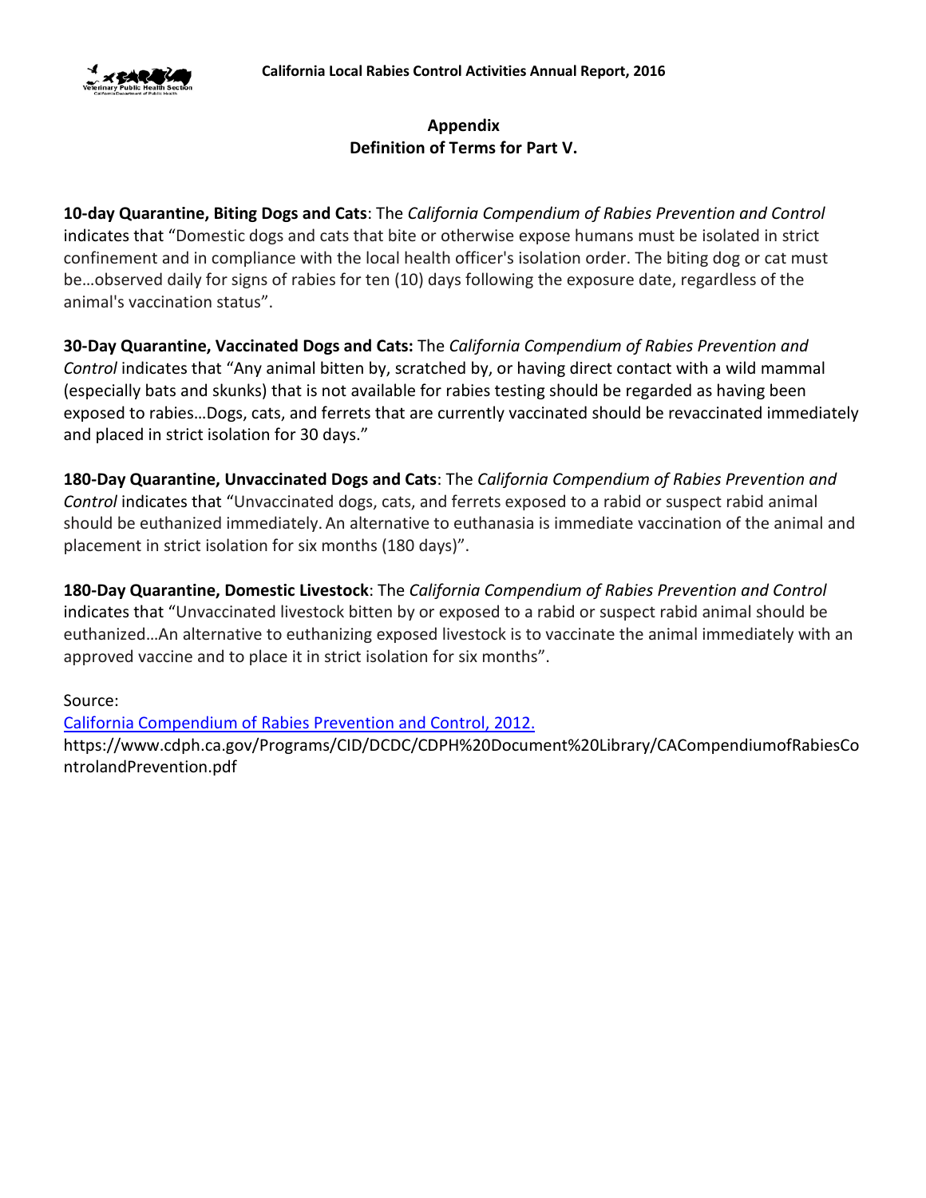## Appendix
## Definition of Terms for Part V.

**10-day Quarantine, Biting Dogs and Cats**: The *California Compendium of Rabies Prevention and Control* indicates that "Domestic dogs and cats that bite or otherwise expose humans must be isolated in strict confinement and in compliance with the local health officer's isolation order. The biting dog or cat must be…observed daily for signs of rabies for ten (10) days following the exposure date, regardless of the animal's vaccination status".

**30-Day Quarantine, Vaccinated Dogs and Cats:** The *California Compendium of Rabies Prevention and Control* indicates that "Any animal bitten by, scratched by, or having direct contact with a wild mammal (especially bats and skunks) that is not available for rabies testing should be regarded as having been exposed to rabies…Dogs, cats, and ferrets that are currently vaccinated should be revaccinated immediately and placed in strict isolation for 30 days."

**180-Day Quarantine, Unvaccinated Dogs and Cats**: The *California Compendium of Rabies Prevention and Control* indicates that "Unvaccinated dogs, cats, and ferrets exposed to a rabid or suspect rabid animal should be euthanized immediately. An alternative to euthanasia is immediate vaccination of the animal and placement in strict isolation for six months (180 days)".

**180-Day Quarantine, Domestic Livestock**: The *California Compendium of Rabies Prevention and Control* indicates that "Unvaccinated livestock bitten by or exposed to a rabid or suspect rabid animal should be euthanized…An alternative to euthanizing exposed livestock is to vaccinate the animal immediately with an approved vaccine and to place it in strict isolation for six months".

Source:
[California Compendium of Rabies Prevention and Control, 2012.](https://www.cdph.ca.gov/Programs/CID/DCDC/CDPH%20Document%20Library/CACompendiumofRabiesControlandPrevention.pdf)
https://www.cdph.ca.gov/Programs/CID/DCDC/CDPH%20Document%20Library/CACompendiumofRabiesControlandPrevention.pdf